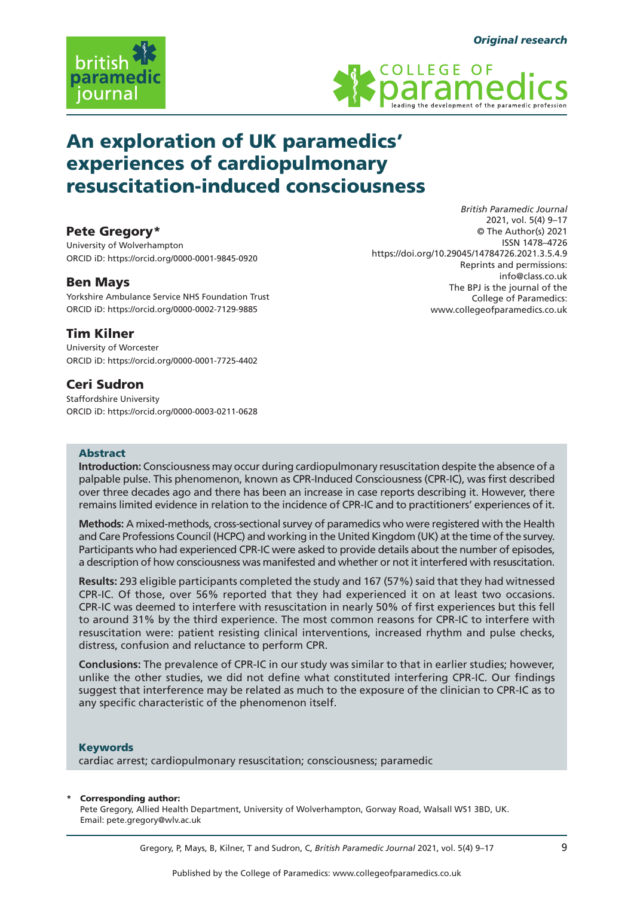*Original research*

# An exploration of UK paramedics' experiences of cardiopulmonary resuscitation-induced consciousness

*British Paramedic Journal*
2021, vol. 5(4) 9–17
© The Author(s) 2021
ISSN 1478–4726
https://doi.org/10.29045/14784726.2021.3.5.4.9
Reprints and permissions: info@class.co.uk
The BPJ is the journal of the College of Paramedics: www.collegeofparamedics.co.uk

**Pete Gregory***
University of Wolverhampton
ORCID iD: https://orcid.org/0000-0001-9845-0920

**Ben Mays**
Yorkshire Ambulance Service NHS Foundation Trust
ORCID iD: https://orcid.org/0000-0002-7129-9885

**Tim Kilner**
University of Worcester
ORCID iD: https://orcid.org/0000-0001-7725-4402

**Ceri Sudron**
Staffordshire University
ORCID iD: https://orcid.org/0000-0003-0211-0628

## Abstract

**Introduction:** Consciousness may occur during cardiopulmonary resuscitation despite the absence of a palpable pulse. This phenomenon, known as CPR-Induced Consciousness (CPR-IC), was first described over three decades ago and there has been an increase in case reports describing it. However, there remains limited evidence in relation to the incidence of CPR-IC and to practitioners' experiences of it.

**Methods:** A mixed-methods, cross-sectional survey of paramedics who were registered with the Health and Care Professions Council (HCPC) and working in the United Kingdom (UK) at the time of the survey. Participants who had experienced CPR-IC were asked to provide details about the number of episodes, a description of how consciousness was manifested and whether or not it interfered with resuscitation.

**Results:** 293 eligible participants completed the study and 167 (57%) said that they had witnessed CPR-IC. Of those, over 56% reported that they had experienced it on at least two occasions. CPR-IC was deemed to interfere with resuscitation in nearly 50% of first experiences but this fell to around 31% by the third experience. The most common reasons for CPR-IC to interfere with resuscitation were: patient resisting clinical interventions, increased rhythm and pulse checks, distress, confusion and reluctance to perform CPR.

**Conclusions:** The prevalence of CPR-IC in our study was similar to that in earlier studies; however, unlike the other studies, we did not define what constituted interfering CPR-IC. Our findings suggest that interference may be related as much to the exposure of the clinician to CPR-IC as to any specific characteristic of the phenomenon itself.

### Keywords

cardiac arrest; cardiopulmonary resuscitation; consciousness; paramedic

\* **Corresponding author:**
Pete Gregory, Allied Health Department, University of Wolverhampton, Gorway Road, Walsall WS1 3BD, UK.
Email: pete.gregory@wlv.ac.uk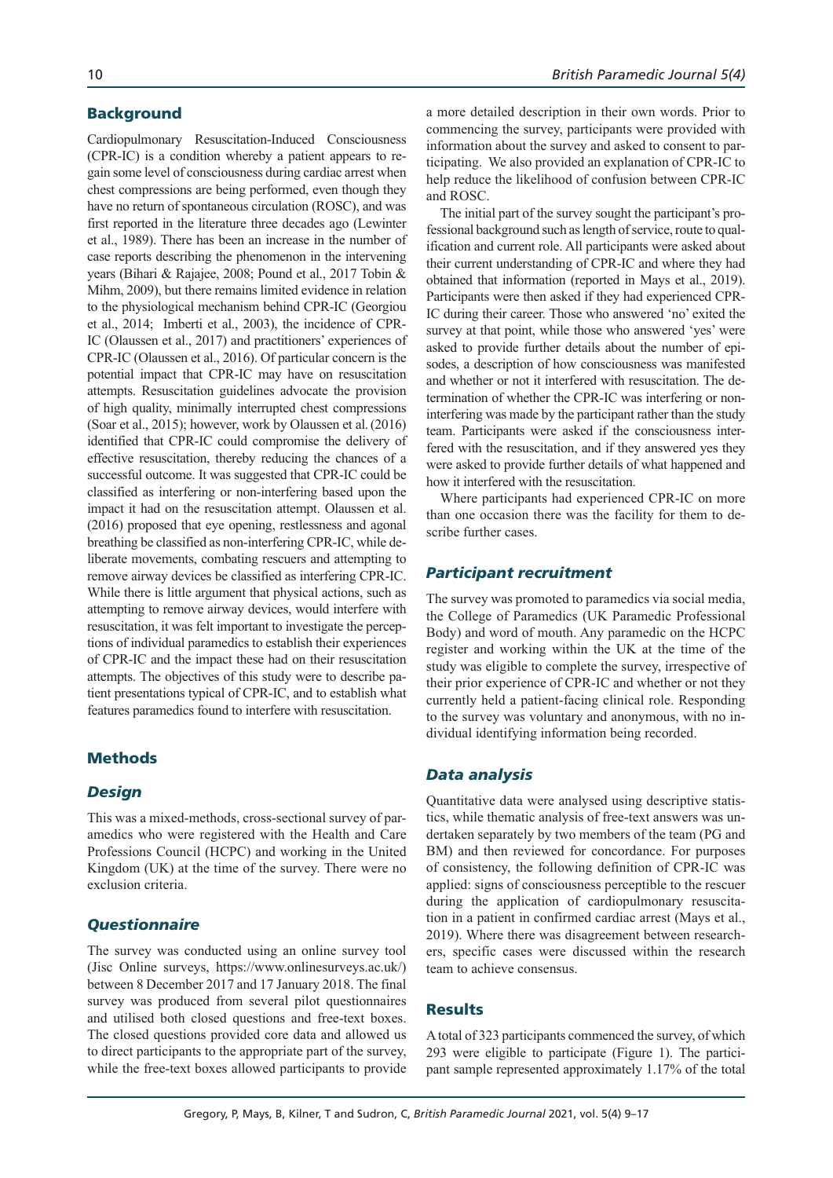## Background

Cardiopulmonary Resuscitation-Induced Consciousness (CPR-IC) is a condition whereby a patient appears to regain some level of consciousness during cardiac arrest when chest compressions are being performed, even though they have no return of spontaneous circulation (ROSC), and was first reported in the literature three decades ago (Lewinter et al., 1989). There has been an increase in the number of case reports describing the phenomenon in the intervening years (Bihari & Rajajee, 2008; Pound et al., 2017 Tobin & Mihm, 2009), but there remains limited evidence in relation to the physiological mechanism behind CPR-IC (Georgiou et al., 2014; Imberti et al., 2003), the incidence of CPR-IC (Olaussen et al., 2017) and practitioners' experiences of CPR-IC (Olaussen et al., 2016). Of particular concern is the potential impact that CPR-IC may have on resuscitation attempts. Resuscitation guidelines advocate the provision of high quality, minimally interrupted chest compressions (Soar et al., 2015); however, work by Olaussen et al. (2016) identified that CPR-IC could compromise the delivery of effective resuscitation, thereby reducing the chances of a successful outcome. It was suggested that CPR-IC could be classified as interfering or non-interfering based upon the impact it had on the resuscitation attempt. Olaussen et al. (2016) proposed that eye opening, restlessness and agonal breathing be classified as non-interfering CPR-IC, while deliberate movements, combating rescuers and attempting to remove airway devices be classified as interfering CPR-IC. While there is little argument that physical actions, such as attempting to remove airway devices, would interfere with resuscitation, it was felt important to investigate the perceptions of individual paramedics to establish their experiences of CPR-IC and the impact these had on their resuscitation attempts. The objectives of this study were to describe patient presentations typical of CPR-IC, and to establish what features paramedics found to interfere with resuscitation.

## Methods

### Design

This was a mixed-methods, cross-sectional survey of paramedics who were registered with the Health and Care Professions Council (HCPC) and working in the United Kingdom (UK) at the time of the survey. There were no exclusion criteria.

### Questionnaire

The survey was conducted using an online survey tool (Jisc Online surveys, https://www.onlinesurveys.ac.uk/) between 8 December 2017 and 17 January 2018. The final survey was produced from several pilot questionnaires and utilised both closed questions and free-text boxes. The closed questions provided core data and allowed us to direct participants to the appropriate part of the survey, while the free-text boxes allowed participants to provide a more detailed description in their own words. Prior to commencing the survey, participants were provided with information about the survey and asked to consent to participating. We also provided an explanation of CPR-IC to help reduce the likelihood of confusion between CPR-IC and ROSC.

The initial part of the survey sought the participant's professional background such as length of service, route to qualification and current role. All participants were asked about their current understanding of CPR-IC and where they had obtained that information (reported in Mays et al., 2019). Participants were then asked if they had experienced CPR-IC during their career. Those who answered 'no' exited the survey at that point, while those who answered 'yes' were asked to provide further details about the number of episodes, a description of how consciousness was manifested and whether or not it interfered with resuscitation. The determination of whether the CPR-IC was interfering or non-interfering was made by the participant rather than the study team. Participants were asked if the consciousness interfered with the resuscitation, and if they answered yes they were asked to provide further details of what happened and how it interfered with the resuscitation.

Where participants had experienced CPR-IC on more than one occasion there was the facility for them to describe further cases.

### Participant recruitment

The survey was promoted to paramedics via social media, the College of Paramedics (UK Paramedic Professional Body) and word of mouth. Any paramedic on the HCPC register and working within the UK at the time of the study was eligible to complete the survey, irrespective of their prior experience of CPR-IC and whether or not they currently held a patient-facing clinical role. Responding to the survey was voluntary and anonymous, with no individual identifying information being recorded.

### Data analysis

Quantitative data were analysed using descriptive statistics, while thematic analysis of free-text answers was undertaken separately by two members of the team (PG and BM) and then reviewed for concordance. For purposes of consistency, the following definition of CPR-IC was applied: signs of consciousness perceptible to the rescuer during the application of cardiopulmonary resuscitation in a patient in confirmed cardiac arrest (Mays et al., 2019). Where there was disagreement between researchers, specific cases were discussed within the research team to achieve consensus.

## Results

A total of 323 participants commenced the survey, of which 293 were eligible to participate (Figure 1). The participant sample represented approximately 1.17% of the total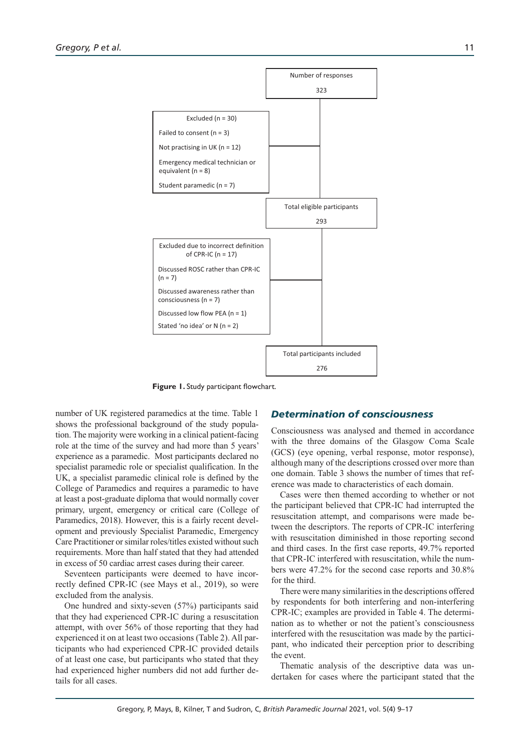Number of responses

323

Excluded (n = 30)

Failed to consent (n = 3)

Not practising in UK (n = 12)

Emergency medical technician or equivalent (n = 8)

Student paramedic (n = 7)

Total eligible participants

293

Excluded due to incorrect definition of CPR-IC (n = 17)

Discussed ROSC rather than CPR-IC (n = 7)

Discussed awareness rather than consciousness (n = 7)

Discussed low flow PEA (n = 1)

Stated 'no idea' or N (n = 2)

Total participants included

276

**Figure 1.** Study participant flowchart.

number of UK registered paramedics at the time. Table 1 shows the professional background of the study population. The majority were working in a clinical patient-facing role at the time of the survey and had more than 5 years' experience as a paramedic. Most participants declared no specialist paramedic role or specialist qualification. In the UK, a specialist paramedic clinical role is defined by the College of Paramedics and requires a paramedic to have at least a post-graduate diploma that would normally cover primary, urgent, emergency or critical care (College of Paramedics, 2018). However, this is a fairly recent development and previously Specialist Paramedic, Emergency Care Practitioner or similar roles/titles existed without such requirements. More than half stated that they had attended in excess of 50 cardiac arrest cases during their career.

Seventeen participants were deemed to have incorrectly defined CPR-IC (see Mays et al., 2019), so were excluded from the analysis.

One hundred and sixty-seven (57%) participants said that they had experienced CPR-IC during a resuscitation attempt, with over 56% of those reporting that they had experienced it on at least two occasions (Table 2). All participants who had experienced CPR-IC provided details of at least one case, but participants who stated that they had experienced higher numbers did not add further details for all cases.

## *Determination of consciousness*

Consciousness was analysed and themed in accordance with the three domains of the Glasgow Coma Scale (GCS) (eye opening, verbal response, motor response), although many of the descriptions crossed over more than one domain. Table 3 shows the number of times that reference was made to characteristics of each domain.

Cases were then themed according to whether or not the participant believed that CPR-IC had interrupted the resuscitation attempt, and comparisons were made between the descriptors. The reports of CPR-IC interfering with resuscitation diminished in those reporting second and third cases. In the first case reports, 49.7% reported that CPR-IC interfered with resuscitation, while the numbers were 47.2% for the second case reports and 30.8% for the third.

There were many similarities in the descriptions offered by respondents for both interfering and non-interfering CPR-IC; examples are provided in Table 4. The determination as to whether or not the patient's consciousness interfered with the resuscitation was made by the participant, who indicated their perception prior to describing the event.

Thematic analysis of the descriptive data was undertaken for cases where the participant stated that the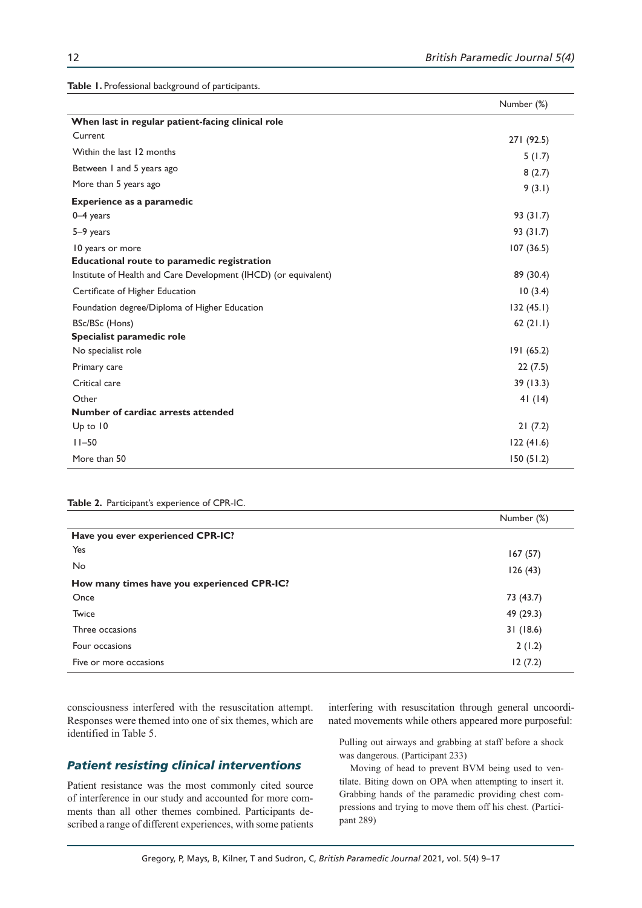**Table 1.** Professional background of participants.

| | Number (%) |
|---|---|
| **When last in regular patient-facing clinical role** | |
| Current | 271 (92.5) |
| Within the last 12 months | 5 (1.7) |
| Between 1 and 5 years ago | 8 (2.7) |
| More than 5 years ago | 9 (3.1) |
| **Experience as a paramedic** | |
| 0–4 years | 93 (31.7) |
| 5–9 years | 93 (31.7) |
| 10 years or more | 107 (36.5) |
| **Educational route to paramedic registration** | |
| Institute of Health and Care Development (IHCD) (or equivalent) | 89 (30.4) |
| Certificate of Higher Education | 10 (3.4) |
| Foundation degree/Diploma of Higher Education | 132 (45.1) |
| BSc/BSc (Hons) | 62 (21.1) |
| **Specialist paramedic role** | |
| No specialist role | 191 (65.2) |
| Primary care | 22 (7.5) |
| Critical care | 39 (13.3) |
| Other | 41 (14) |
| **Number of cardiac arrests attended** | |
| Up to 10 | 21 (7.2) |
| 11–50 | 122 (41.6) |
| More than 50 | 150 (51.2) |

**Table 2.** Participant's experience of CPR-IC.

| | Number (%) |
|---|---|
| **Have you ever experienced CPR-IC?** | |
| Yes | 167 (57) |
| No | 126 (43) |
| **How many times have you experienced CPR-IC?** | |
| Once | 73 (43.7) |
| Twice | 49 (29.3) |
| Three occasions | 31 (18.6) |
| Four occasions | 2 (1.2) |
| Five or more occasions | 12 (7.2) |

consciousness interfered with the resuscitation attempt. Responses were themed into one of six themes, which are identified in Table 5.

### *Patient resisting clinical interventions*

Patient resistance was the most commonly cited source of interference in our study and accounted for more comments than all other themes combined. Participants described a range of different experiences, with some patients interfering with resuscitation through general uncoordinated movements while others appeared more purposeful:

> Pulling out airways and grabbing at staff before a shock was dangerous. (Participant 233)

> Moving of head to prevent BVM being used to ventilate. Biting down on OPA when attempting to insert it. Grabbing hands of the paramedic providing chest compressions and trying to move them off his chest. (Participant 289)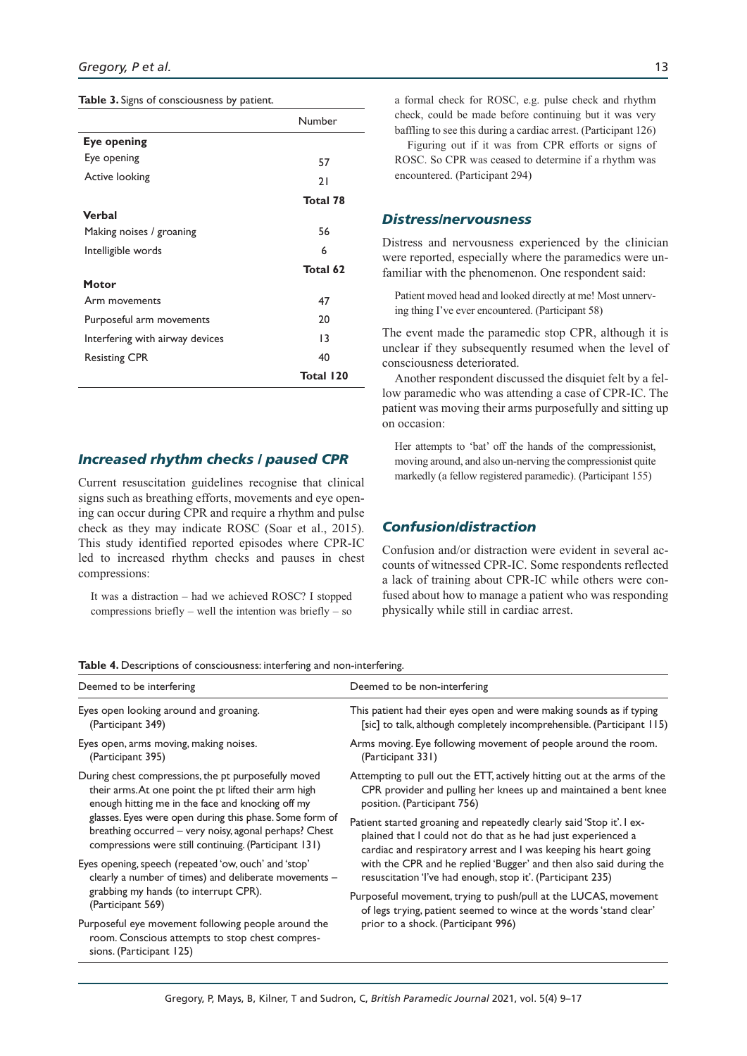**Table 3.** Signs of consciousness by patient.

| | Number |
|---|---|
| **Eye opening** | |
| Eye opening | 57 |
| Active looking | 21 |
| | **Total 78** |
| **Verbal** | |
| Making noises / groaning | 56 |
| Intelligible words | 6 |
| | **Total 62** |
| **Motor** | |
| Arm movements | 47 |
| Purposeful arm movements | 20 |
| Interfering with airway devices | 13 |
| Resisting CPR | 40 |
| | **Total 120** |

### *Increased rhythm checks / paused CPR*

Current resuscitation guidelines recognise that clinical signs such as breathing efforts, movements and eye opening can occur during CPR and require a rhythm and pulse check as they may indicate ROSC (Soar et al., 2015). This study identified reported episodes where CPR-IC led to increased rhythm checks and pauses in chest compressions:

> It was a distraction – had we achieved ROSC? I stopped compressions briefly – well the intention was briefly – so a formal check for ROSC, e.g. pulse check and rhythm check, could be made before continuing but it was very baffling to see this during a cardiac arrest. (Participant 126)
>
> Figuring out if it was from CPR efforts or signs of ROSC. So CPR was ceased to determine if a rhythm was encountered. (Participant 294)

### *Distress/nervousness*

Distress and nervousness experienced by the clinician were reported, especially where the paramedics were unfamiliar with the phenomenon. One respondent said:

> Patient moved head and looked directly at me! Most unnerving thing I've ever encountered. (Participant 58)

The event made the paramedic stop CPR, although it is unclear if they subsequently resumed when the level of consciousness deteriorated.

Another respondent discussed the disquiet felt by a fellow paramedic who was attending a case of CPR-IC. The patient was moving their arms purposefully and sitting up on occasion:

> Her attempts to 'bat' off the hands of the compressionist, moving around, and also un-nerving the compressionist quite markedly (a fellow registered paramedic). (Participant 155)

### *Confusion/distraction*

Confusion and/or distraction were evident in several accounts of witnessed CPR-IC. Some respondents reflected a lack of training about CPR-IC while others were confused about how to manage a patient who was responding physically while still in cardiac arrest.

**Table 4.** Descriptions of consciousness: interfering and non-interfering.

| Deemed to be interfering | Deemed to be non-interfering |
|---|---|
| Eyes open looking around and groaning. (Participant 349) | This patient had their eyes open and were making sounds as if typing [sic] to talk, although completely incomprehensible. (Participant 115) |
| Eyes open, arms moving, making noises. (Participant 395) | Arms moving. Eye following movement of people around the room. (Participant 331) |
| During chest compressions, the pt purposefully moved their arms. At one point the pt lifted their arm high enough hitting me in the face and knocking off my glasses. Eyes were open during this phase. Some form of breathing occurred – very noisy, agonal perhaps? Chest compressions were still continuing. (Participant 131) | Attempting to pull out the ETT, actively hitting out at the arms of the CPR provider and pulling her knees up and maintained a bent knee position. (Participant 756) |
| Eyes opening, speech (repeated 'ow, ouch' and 'stop' clearly a number of times) and deliberate movements – grabbing my hands (to interrupt CPR). (Participant 569) | Patient started groaning and repeatedly clearly said 'Stop it'. I explained that I could not do that as he had just experienced a cardiac and respiratory arrest and I was keeping his heart going with the CPR and he replied 'Bugger' and then also said during the resuscitation 'I've had enough, stop it'. (Participant 235) |
| Purposeful eye movement following people around the room. Conscious attempts to stop chest compressions. (Participant 125) | Purposeful movement, trying to push/pull at the LUCAS, movement of legs trying, patient seemed to wince at the words 'stand clear' prior to a shock. (Participant 996) |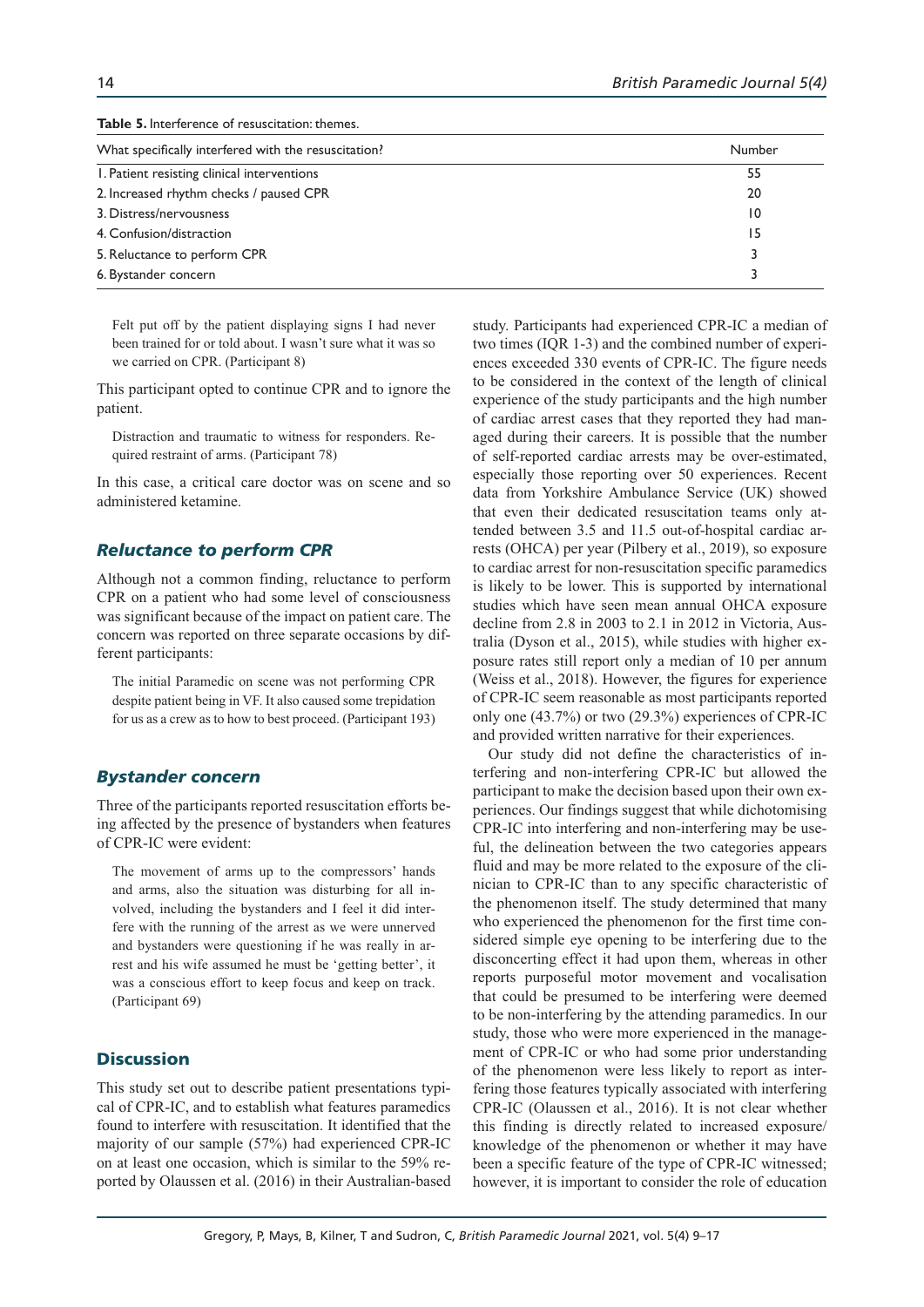**Table 5.** Interference of resuscitation: themes.

| What specifically interfered with the resuscitation? | Number |
| --- | --- |
| 1. Patient resisting clinical interventions | 55 |
| 2. Increased rhythm checks / paused CPR | 20 |
| 3. Distress/nervousness | 10 |
| 4. Confusion/distraction | 15 |
| 5. Reluctance to perform CPR | 3 |
| 6. Bystander concern | 3 |

> Felt put off by the patient displaying signs I had never been trained for or told about. I wasn't sure what it was so we carried on CPR. (Participant 8)

This participant opted to continue CPR and to ignore the patient.

> Distraction and traumatic to witness for responders. Required restraint of arms. (Participant 78)

In this case, a critical care doctor was on scene and so administered ketamine.

### *Reluctance to perform CPR*

Although not a common finding, reluctance to perform CPR on a patient who had some level of consciousness was significant because of the impact on patient care. The concern was reported on three separate occasions by different participants:

> The initial Paramedic on scene was not performing CPR despite patient being in VF. It also caused some trepidation for us as a crew as to how to best proceed. (Participant 193)

### *Bystander concern*

Three of the participants reported resuscitation efforts being affected by the presence of bystanders when features of CPR-IC were evident:

> The movement of arms up to the compressors' hands and arms, also the situation was disturbing for all involved, including the bystanders and I feel it did interfere with the running of the arrest as we were unnerved and bystanders were questioning if he was really in arrest and his wife assumed he must be 'getting better', it was a conscious effort to keep focus and keep on track. (Participant 69)

## Discussion

This study set out to describe patient presentations typical of CPR-IC, and to establish what features paramedics found to interfere with resuscitation. It identified that the majority of our sample (57%) had experienced CPR-IC on at least one occasion, which is similar to the 59% reported by Olaussen et al. (2016) in their Australian-based study. Participants had experienced CPR-IC a median of two times (IQR 1-3) and the combined number of experiences exceeded 330 events of CPR-IC. The figure needs to be considered in the context of the length of clinical experience of the study participants and the high number of cardiac arrest cases that they reported they had managed during their careers. It is possible that the number of self-reported cardiac arrests may be over-estimated, especially those reporting over 50 experiences. Recent data from Yorkshire Ambulance Service (UK) showed that even their dedicated resuscitation teams only attended between 3.5 and 11.5 out-of-hospital cardiac arrests (OHCA) per year (Pilbery et al., 2019), so exposure to cardiac arrest for non-resuscitation specific paramedics is likely to be lower. This is supported by international studies which have seen mean annual OHCA exposure decline from 2.8 in 2003 to 2.1 in 2012 in Victoria, Australia (Dyson et al., 2015), while studies with higher exposure rates still report only a median of 10 per annum (Weiss et al., 2018). However, the figures for experience of CPR-IC seem reasonable as most participants reported only one (43.7%) or two (29.3%) experiences of CPR-IC and provided written narrative for their experiences.

Our study did not define the characteristics of interfering and non-interfering CPR-IC but allowed the participant to make the decision based upon their own experiences. Our findings suggest that while dichotomising CPR-IC into interfering and non-interfering may be useful, the delineation between the two categories appears fluid and may be more related to the exposure of the clinician to CPR-IC than to any specific characteristic of the phenomenon itself. The study determined that many who experienced the phenomenon for the first time considered simple eye opening to be interfering due to the disconcerting effect it had upon them, whereas in other reports purposeful motor movement and vocalisation that could be presumed to be interfering were deemed to be non-interfering by the attending paramedics. In our study, those who were more experienced in the management of CPR-IC or who had some prior understanding of the phenomenon were less likely to report as interfering those features typically associated with interfering CPR-IC (Olaussen et al., 2016). It is not clear whether this finding is directly related to increased exposure/knowledge of the phenomenon or whether it may have been a specific feature of the type of CPR-IC witnessed; however, it is important to consider the role of education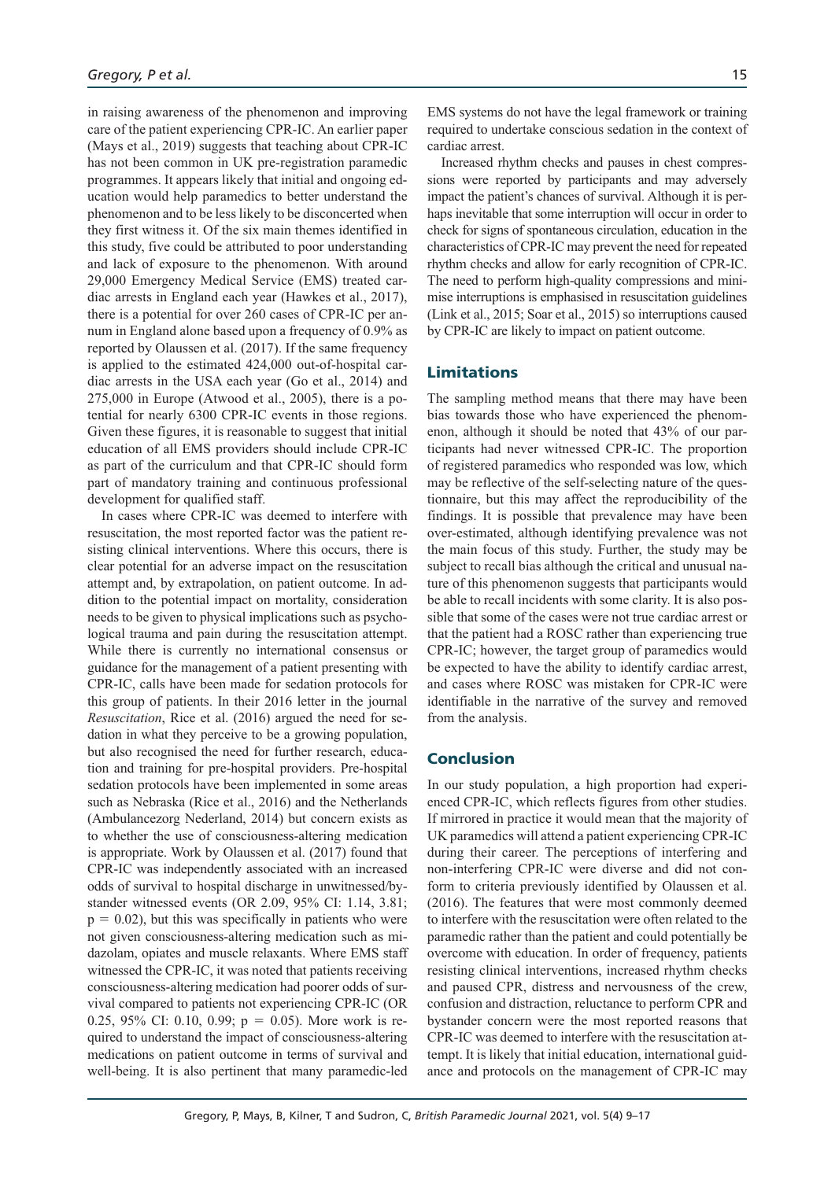in raising awareness of the phenomenon and improving care of the patient experiencing CPR-IC. An earlier paper (Mays et al., 2019) suggests that teaching about CPR-IC has not been common in UK pre-registration paramedic programmes. It appears likely that initial and ongoing education would help paramedics to better understand the phenomenon and to be less likely to be disconcerted when they first witness it. Of the six main themes identified in this study, five could be attributed to poor understanding and lack of exposure to the phenomenon. With around 29,000 Emergency Medical Service (EMS) treated cardiac arrests in England each year (Hawkes et al., 2017), there is a potential for over 260 cases of CPR-IC per annum in England alone based upon a frequency of 0.9% as reported by Olaussen et al. (2017). If the same frequency is applied to the estimated 424,000 out-of-hospital cardiac arrests in the USA each year (Go et al., 2014) and 275,000 in Europe (Atwood et al., 2005), there is a potential for nearly 6300 CPR-IC events in those regions. Given these figures, it is reasonable to suggest that initial education of all EMS providers should include CPR-IC as part of the curriculum and that CPR-IC should form part of mandatory training and continuous professional development for qualified staff.

In cases where CPR-IC was deemed to interfere with resuscitation, the most reported factor was the patient resisting clinical interventions. Where this occurs, there is clear potential for an adverse impact on the resuscitation attempt and, by extrapolation, on patient outcome. In addition to the potential impact on mortality, consideration needs to be given to physical implications such as psychological trauma and pain during the resuscitation attempt. While there is currently no international consensus or guidance for the management of a patient presenting with CPR-IC, calls have been made for sedation protocols for this group of patients. In their 2016 letter in the journal *Resuscitation*, Rice et al. (2016) argued the need for sedation in what they perceive to be a growing population, but also recognised the need for further research, education and training for pre-hospital providers. Pre-hospital sedation protocols have been implemented in some areas such as Nebraska (Rice et al., 2016) and the Netherlands (Ambulancezorg Nederland, 2014) but concern exists as to whether the use of consciousness-altering medication is appropriate. Work by Olaussen et al. (2017) found that CPR-IC was independently associated with an increased odds of survival to hospital discharge in unwitnessed/bystander witnessed events (OR 2.09, 95% CI: 1.14, 3.81; $p = 0.02$), but this was specifically in patients who were not given consciousness-altering medication such as midazolam, opiates and muscle relaxants. Where EMS staff witnessed the CPR-IC, it was noted that patients receiving consciousness-altering medication had poorer odds of survival compared to patients not experiencing CPR-IC (OR 0.25, 95% CI: 0.10, 0.99; $p = 0.05$). More work is required to understand the impact of consciousness-altering medications on patient outcome in terms of survival and well-being. It is also pertinent that many paramedic-led EMS systems do not have the legal framework or training required to undertake conscious sedation in the context of cardiac arrest.

Increased rhythm checks and pauses in chest compressions were reported by participants and may adversely impact the patient's chances of survival. Although it is perhaps inevitable that some interruption will occur in order to check for signs of spontaneous circulation, education in the characteristics of CPR-IC may prevent the need for repeated rhythm checks and allow for early recognition of CPR-IC. The need to perform high-quality compressions and minimise interruptions is emphasised in resuscitation guidelines (Link et al., 2015; Soar et al., 2015) so interruptions caused by CPR-IC are likely to impact on patient outcome.

## Limitations

The sampling method means that there may have been bias towards those who have experienced the phenomenon, although it should be noted that 43% of our participants had never witnessed CPR-IC. The proportion of registered paramedics who responded was low, which may be reflective of the self-selecting nature of the questionnaire, but this may affect the reproducibility of the findings. It is possible that prevalence may have been over-estimated, although identifying prevalence was not the main focus of this study. Further, the study may be subject to recall bias although the critical and unusual nature of this phenomenon suggests that participants would be able to recall incidents with some clarity. It is also possible that some of the cases were not true cardiac arrest or that the patient had a ROSC rather than experiencing true CPR-IC; however, the target group of paramedics would be expected to have the ability to identify cardiac arrest, and cases where ROSC was mistaken for CPR-IC were identifiable in the narrative of the survey and removed from the analysis.

## Conclusion

In our study population, a high proportion had experienced CPR-IC, which reflects figures from other studies. If mirrored in practice it would mean that the majority of UK paramedics will attend a patient experiencing CPR-IC during their career. The perceptions of interfering and non-interfering CPR-IC were diverse and did not conform to criteria previously identified by Olaussen et al. (2016). The features that were most commonly deemed to interfere with the resuscitation were often related to the paramedic rather than the patient and could potentially be overcome with education. In order of frequency, patients resisting clinical interventions, increased rhythm checks and paused CPR, distress and nervousness of the crew, confusion and distraction, reluctance to perform CPR and bystander concern were the most reported reasons that CPR-IC was deemed to interfere with the resuscitation attempt. It is likely that initial education, international guidance and protocols on the management of CPR-IC may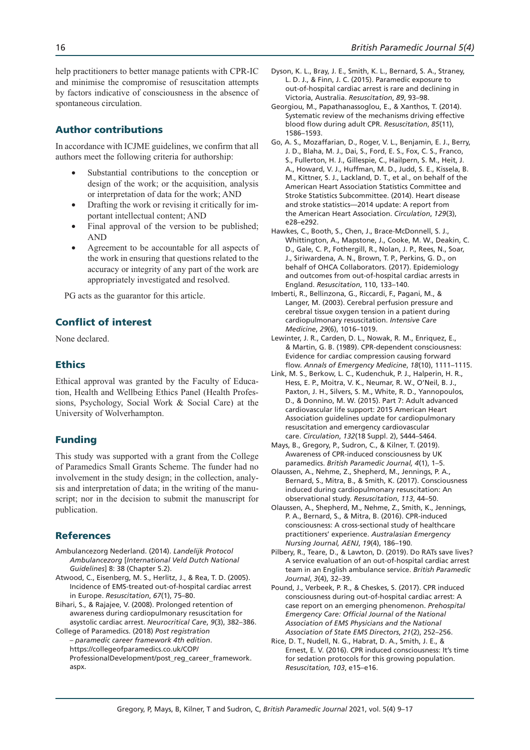help practitioners to better manage patients with CPR-IC and minimise the compromise of resuscitation attempts by factors indicative of consciousness in the absence of spontaneous circulation.

## Author contributions

In accordance with ICJME guidelines, we confirm that all authors meet the following criteria for authorship:

- Substantial contributions to the conception or design of the work; or the acquisition, analysis or interpretation of data for the work; AND
- Drafting the work or revising it critically for important intellectual content; AND
- Final approval of the version to be published; AND
- Agreement to be accountable for all aspects of the work in ensuring that questions related to the accuracy or integrity of any part of the work are appropriately investigated and resolved.

PG acts as the guarantor for this article.

## Conflict of interest

None declared.

## Ethics

Ethical approval was granted by the Faculty of Education, Health and Wellbeing Ethics Panel (Health Professions, Psychology, Social Work & Social Care) at the University of Wolverhampton.

## Funding

This study was supported with a grant from the College of Paramedics Small Grants Scheme. The funder had no involvement in the study design; in the collection, analysis and interpretation of data; in the writing of the manuscript; nor in the decision to submit the manuscript for publication.

## References

Ambulancezorg Nederland. (2014). *Landelijk Protocol Ambulancezorg* [*International Veld Dutch National Guidelines*] 8: 38 (Chapter 5.2).

Atwood, C., Eisenberg, M. S., Herlitz, J., & Rea, T. D. (2005). Incidence of EMS-treated out-of-hospital cardiac arrest in Europe. *Resuscitation*, *67*(1), 75–80.

Bihari, S., & Rajajee, V. (2008). Prolonged retention of awareness during cardiopulmonary resuscitation for asystolic cardiac arrest. *Neurocritical Care*, *9*(3), 382–386.

College of Paramedics. (2018) *Post registration – paramedic career framework 4th edition*. https://collegeofparamedics.co.uk/COP/ProfessionalDevelopment/post_reg_career_framework.aspx.

Dyson, K. L., Bray, J. E., Smith, K. L., Bernard, S. A., Straney, L. D. J., & Finn, J. C. (2015). Paramedic exposure to out-of-hospital cardiac arrest is rare and declining in Victoria, Australia. *Resuscitation*, *89*, 93–98.

Georgiou, M., Papathanassoglou, E., & Xanthos, T. (2014). Systematic review of the mechanisms driving effective blood flow during adult CPR. *Resuscitation*, *85*(11), 1586–1593.

Go, A. S., Mozaffarian, D., Roger, V. L., Benjamin, E. J., Berry, J. D., Blaha, M. J., Dai, S., Ford, E. S., Fox, C. S., Franco, S., Fullerton, H. J., Gillespie, C., Hailpern, S. M., Heit, J. A., Howard, V. J., Huffman, M. D., Judd, S. E., Kissela, B. M., Kittner, S. J., Lackland, D. T., et al., on behalf of the American Heart Association Statistics Committee and Stroke Statistics Subcommittee. (2014). Heart disease and stroke statistics—2014 update: A report from the American Heart Association. *Circulation*, *129*(3), e28–e292.

Hawkes, C., Booth, S., Chen, J., Brace-McDonnell, S. J., Whittington, A., Mapstone, J., Cooke, M. W., Deakin, C. D., Gale, C. P., Fothergill, R., Nolan, J. P., Rees, N., Soar, J., Siriwardena, A. N., Brown, T. P., Perkins, G. D., on behalf of OHCA Collaborators. (2017). Epidemiology and outcomes from out-of-hospital cardiac arrests in England. *Resuscitation*, 110, 133–140.

Imberti, R., Bellinzona, G., Riccardi, F., Pagani, M., & Langer, M. (2003). Cerebral perfusion pressure and cerebral tissue oxygen tension in a patient during cardiopulmonary resuscitation. *Intensive Care Medicine*, *29*(6), 1016–1019.

Lewinter, J. R., Carden, D. L., Nowak, R. M., Enriquez, E., & Martin, G. B. (1989). CPR-dependent consciousness: Evidence for cardiac compression causing forward flow. *Annals of Emergency Medicine*, *18*(10), 1111–1115.

Link, M. S., Berkow, L. C., Kudenchuk, P. J., Halperin, H. R., Hess, E. P., Moitra, V. K., Neumar, R. W., O'Neil, B. J., Paxton, J. H., Silvers, S. M., White, R. D., Yannopoulos, D., & Donnino, M. W. (2015). Part 7: Adult advanced cardiovascular life support: 2015 American Heart Association guidelines update for cardiopulmonary resuscitation and emergency cardiovascular care. *Circulation*, *132*(18 Suppl. 2), S444–S464.

Mays, B., Gregory, P., Sudron, C., & Kilner, T. (2019). Awareness of CPR-induced consciousness by UK paramedics. *British Paramedic Journal, 4*(1), 1–5.

Olaussen, A., Nehme, Z., Shepherd, M., Jennings, P. A., Bernard, S., Mitra, B., & Smith, K. (2017). Consciousness induced during cardiopulmonary resuscitation: An observational study. *Resuscitation*, *113*, 44–50.

Olaussen, A., Shepherd, M., Nehme, Z., Smith, K., Jennings, P. A., Bernard, S., & Mitra, B. (2016). CPR-induced consciousness: A cross-sectional study of healthcare practitioners' experience. *Australasian Emergency Nursing Journal, AENJ*, *19*(4), 186–190.

Pilbery, R., Teare, D., & Lawton, D. (2019). Do RATs save lives? A service evaluation of an out-of-hospital cardiac arrest team in an English ambulance service. *British Paramedic Journal*, *3*(4), 32–39.

Pound, J., Verbeek, P. R., & Cheskes, S. (2017). CPR induced consciousness during out-of-hospital cardiac arrest: A case report on an emerging phenomenon. *Prehospital Emergency Care: Official Journal of the National Association of EMS Physicians and the National Association of State EMS Directors*, *21*(2), 252–256.

Rice, D. T., Nudell, N. G., Habrat, D. A., Smith, J. E., & Ernest, E. V. (2016). CPR induced consciousness: It's time for sedation protocols for this growing population. *Resuscitation, 103*, e15–e16.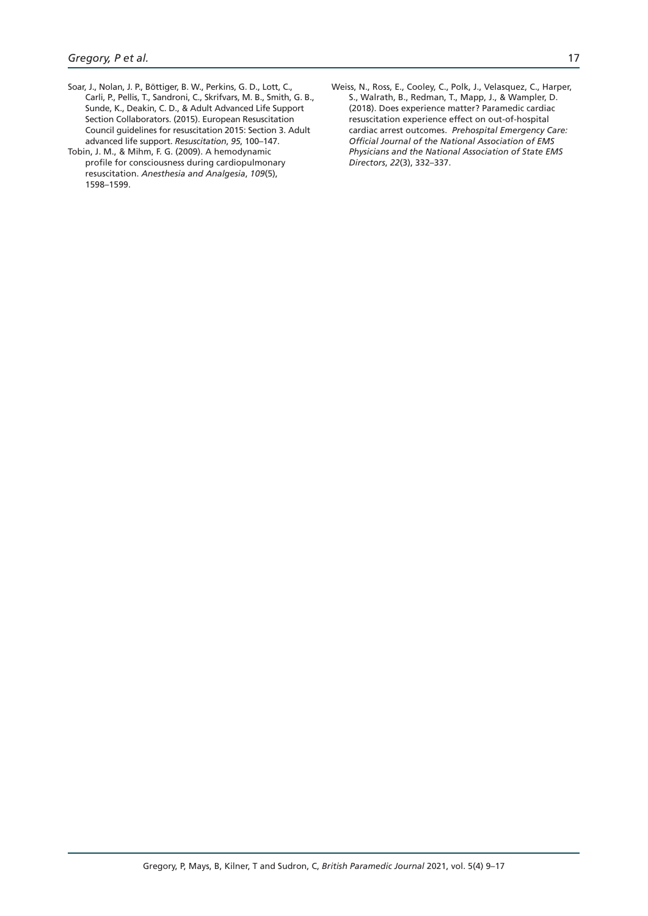Soar, J., Nolan, J. P., Böttiger, B. W., Perkins, G. D., Lott, C., Carli, P., Pellis, T., Sandroni, C., Skrifvars, M. B., Smith, G. B., Sunde, K., Deakin, C. D., & Adult Advanced Life Support Section Collaborators. (2015). European Resuscitation Council guidelines for resuscitation 2015: Section 3. Adult advanced life support. *Resuscitation*, *95*, 100–147.

Tobin, J. M., & Mihm, F. G. (2009). A hemodynamic profile for consciousness during cardiopulmonary resuscitation. *Anesthesia and Analgesia*, *109*(5), 1598–1599.

Weiss, N., Ross, E., Cooley, C., Polk, J., Velasquez, C., Harper, S., Walrath, B., Redman, T., Mapp, J., & Wampler, D. (2018). Does experience matter? Paramedic cardiac resuscitation experience effect on out-of-hospital cardiac arrest outcomes. *Prehospital Emergency Care: Official Journal of the National Association of EMS Physicians and the National Association of State EMS Directors*, *22*(3), 332–337.